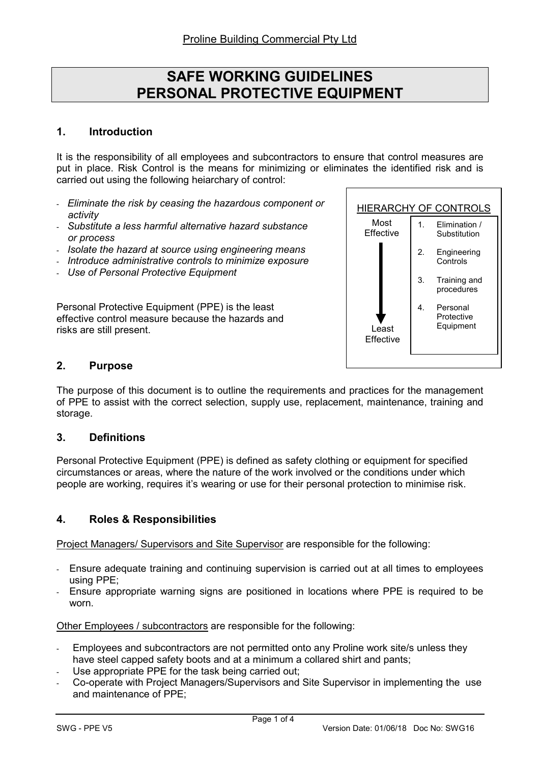Proline Building Commercial Pty Ltd

# SAFE WORKING GUIDELINES
# PERSONAL PROTECTIVE EQUIPMENT

## 1. Introduction

It is the responsibility of all employees and subcontractors to ensure that control measures are put in place. Risk Control is the means for minimizing or eliminates the identified risk and is carried out using the following heiarchary of control:

- *Eliminate the risk by ceasing the hazardous component or activity*
- *Substitute a less harmful alternative hazard substance or process*
- *Isolate the hazard at source using engineering means*
- *Introduce administrative controls to minimize exposure*
- *Use of Personal Protective Equipment*

Personal Protective Equipment (PPE) is the least effective control measure because the hazards and risks are still present.

HIERARCHY OF CONTROLS

| | |
|---|---|
| Most Effective | 1. Elimination / Substitution |
| ↓ | 2. Engineering Controls |
| ↓ | 3. Training and procedures |
| Least Effective | 4. Personal Protective Equipment |

## 2. Purpose

The purpose of this document is to outline the requirements and practices for the management of PPE to assist with the correct selection, supply use, replacement, maintenance, training and storage.

## 3. Definitions

Personal Protective Equipment (PPE) is defined as safety clothing or equipment for specified circumstances or areas, where the nature of the work involved or the conditions under which people are working, requires it's wearing or use for their personal protection to minimise risk.

## 4. Roles & Responsibilities

Project Managers/ Supervisors and Site Supervisor are responsible for the following:

- Ensure adequate training and continuing supervision is carried out at all times to employees using PPE;
- Ensure appropriate warning signs are positioned in locations where PPE is required to be worn.

Other Employees / subcontractors are responsible for the following:

- Employees and subcontractors are not permitted onto any Proline work site/s unless they have steel capped safety boots and at a minimum a collared shirt and pants;
- Use appropriate PPE for the task being carried out;
- Co-operate with Project Managers/Supervisors and Site Supervisor in implementing the use and maintenance of PPE;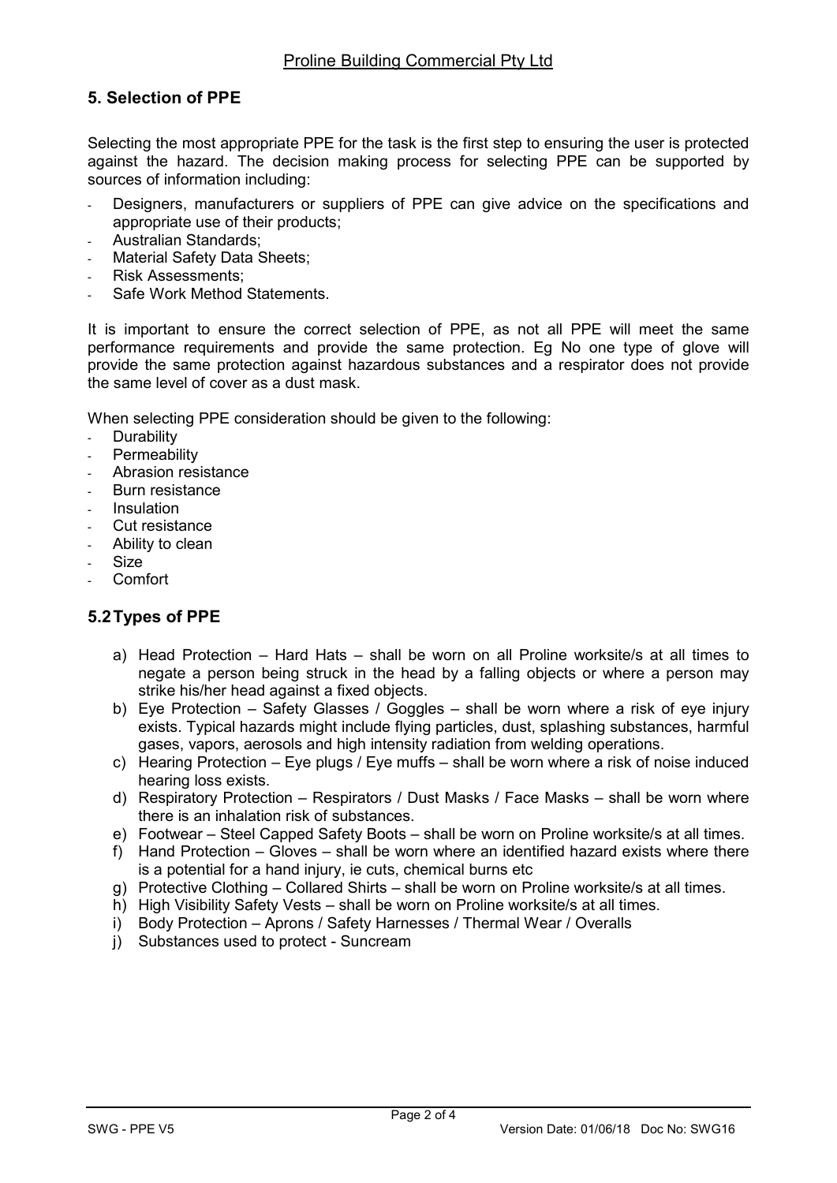## 5. Selection of PPE

Selecting the most appropriate PPE for the task is the first step to ensuring the user is protected against the hazard. The decision making process for selecting PPE can be supported by sources of information including:

- Designers, manufacturers or suppliers of PPE can give advice on the specifications and appropriate use of their products;
- Australian Standards;
- Material Safety Data Sheets;
- Risk Assessments;
- Safe Work Method Statements.

It is important to ensure the correct selection of PPE, as not all PPE will meet the same performance requirements and provide the same protection. Eg No one type of glove will provide the same protection against hazardous substances and a respirator does not provide the same level of cover as a dust mask.

When selecting PPE consideration should be given to the following:

- Durability
- Permeability
- Abrasion resistance
- Burn resistance
- Insulation
- Cut resistance
- Ability to clean
- Size
- Comfort

## 5.2 Types of PPE

a) Head Protection – Hard Hats – shall be worn on all Proline worksite/s at all times to negate a person being struck in the head by a falling objects or where a person may strike his/her head against a fixed objects.
b) Eye Protection – Safety Glasses / Goggles – shall be worn where a risk of eye injury exists. Typical hazards might include flying particles, dust, splashing substances, harmful gases, vapors, aerosols and high intensity radiation from welding operations.
c) Hearing Protection – Eye plugs / Eye muffs – shall be worn where a risk of noise induced hearing loss exists.
d) Respiratory Protection – Respirators / Dust Masks / Face Masks – shall be worn where there is an inhalation risk of substances.
e) Footwear – Steel Capped Safety Boots – shall be worn on Proline worksite/s at all times.
f) Hand Protection – Gloves – shall be worn where an identified hazard exists where there is a potential for a hand injury, ie cuts, chemical burns etc
g) Protective Clothing – Collared Shirts – shall be worn on Proline worksite/s at all times.
h) High Visibility Safety Vests – shall be worn on Proline worksite/s at all times.
i) Body Protection – Aprons / Safety Harnesses / Thermal Wear / Overalls
j) Substances used to protect - Suncream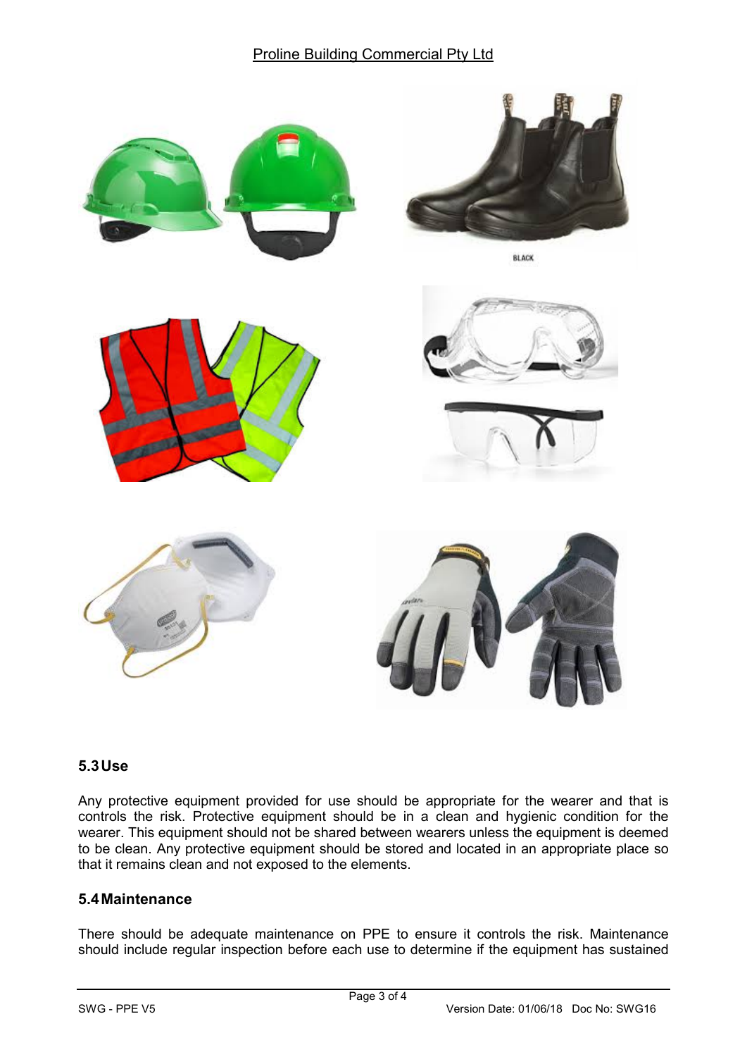## 5.3 Use

Any protective equipment provided for use should be appropriate for the wearer and that is controls the risk. Protective equipment should be in a clean and hygienic condition for the wearer. This equipment should not be shared between wearers unless the equipment is deemed to be clean. Any protective equipment should be stored and located in an appropriate place so that it remains clean and not exposed to the elements.

## 5.4 Maintenance

There should be adequate maintenance on PPE to ensure it controls the risk. Maintenance should include regular inspection before each use to determine if the equipment has sustained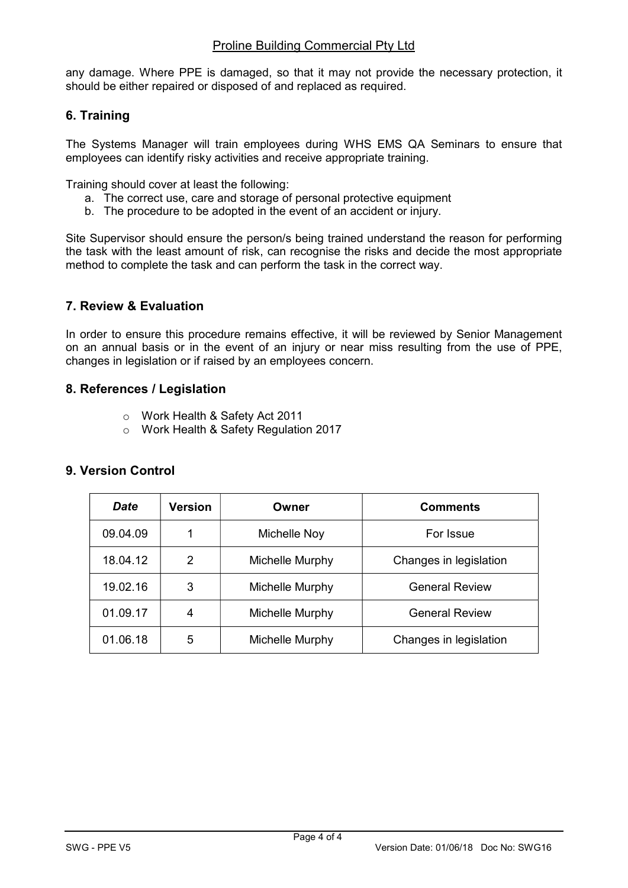any damage. Where PPE is damaged, so that it may not provide the necessary protection, it should be either repaired or disposed of and replaced as required.

## 6. Training

The Systems Manager will train employees during WHS EMS QA Seminars to ensure that employees can identify risky activities and receive appropriate training.

Training should cover at least the following:

a. The correct use, care and storage of personal protective equipment
b. The procedure to be adopted in the event of an accident or injury.

Site Supervisor should ensure the person/s being trained understand the reason for performing the task with the least amount of risk, can recognise the risks and decide the most appropriate method to complete the task and can perform the task in the correct way.

## 7. Review & Evaluation

In order to ensure this procedure remains effective, it will be reviewed by Senior Management on an annual basis or in the event of an injury or near miss resulting from the use of PPE, changes in legislation or if raised by an employees concern.

## 8. References / Legislation

- Work Health & Safety Act 2011
- Work Health & Safety Regulation 2017

## 9. Version Control

| *Date* | Version | Owner | Comments |
|---|---|---|---|
| 09.04.09 | 1 | Michelle Noy | For Issue |
| 18.04.12 | 2 | Michelle Murphy | Changes in legislation |
| 19.02.16 | 3 | Michelle Murphy | General Review |
| 01.09.17 | 4 | Michelle Murphy | General Review |
| 01.06.18 | 5 | Michelle Murphy | Changes in legislation |